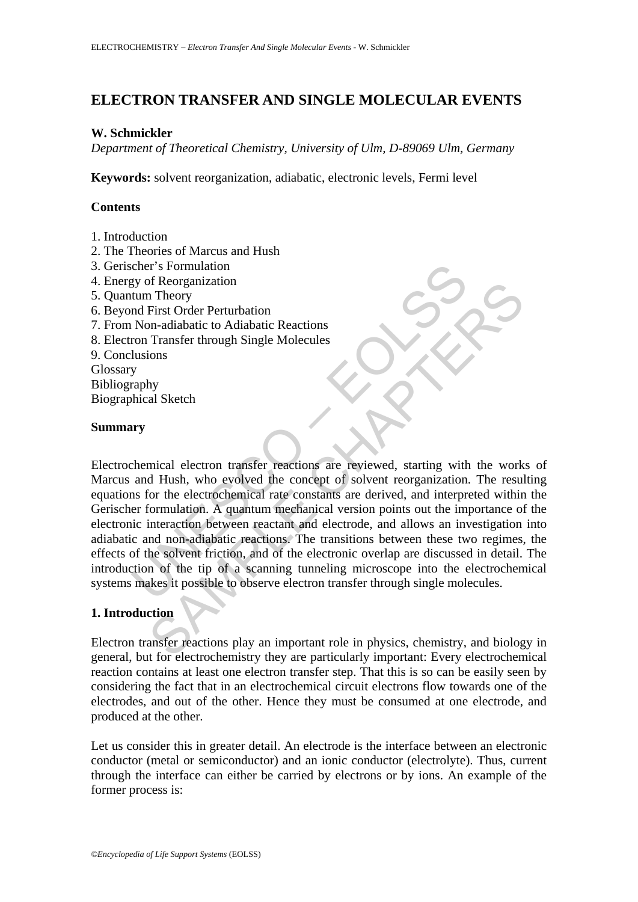# ELECTRON TRANSFER AND SINGLE MOLECULAR EVENTS

**W. Schmickler**

*Department of Theoretical Chemistry, University of Ulm, D-89069 Ulm, Germany*

**Keywords:** solvent reorganization, adiabatic, electronic levels, Fermi level

## Contents

1. Introduction
2. The Theories of Marcus and Hush
3. Gerischer's Formulation
4. Energy of Reorganization
5. Quantum Theory
6. Beyond First Order Perturbation
7. From Non-adiabatic to Adiabatic Reactions
8. Electron Transfer through Single Molecules
9. Conclusions

Glossary
Bibliography
Biographical Sketch

## Summary

Electrochemical electron transfer reactions are reviewed, starting with the works of Marcus and Hush, who evolved the concept of solvent reorganization. The resulting equations for the electrochemical rate constants are derived, and interpreted within the Gerischer formulation. A quantum mechanical version points out the importance of the electronic interaction between reactant and electrode, and allows an investigation into adiabatic and non-adiabatic reactions. The transitions between these two regimes, the effects of the solvent friction, and of the electronic overlap are discussed in detail. The introduction of the tip of a scanning tunneling microscope into the electrochemical systems makes it possible to observe electron transfer through single molecules.

## 1. Introduction

Electron transfer reactions play an important role in physics, chemistry, and biology in general, but for electrochemistry they are particularly important: Every electrochemical reaction contains at least one electron transfer step. That this is so can be easily seen by considering the fact that in an electrochemical circuit electrons flow towards one of the electrodes, and out of the other. Hence they must be consumed at one electrode, and produced at the other.

Let us consider this in greater detail. An electrode is the interface between an electronic conductor (metal or semiconductor) and an ionic conductor (electrolyte). Thus, current through the interface can either be carried by electrons or by ions. An example of the former process is: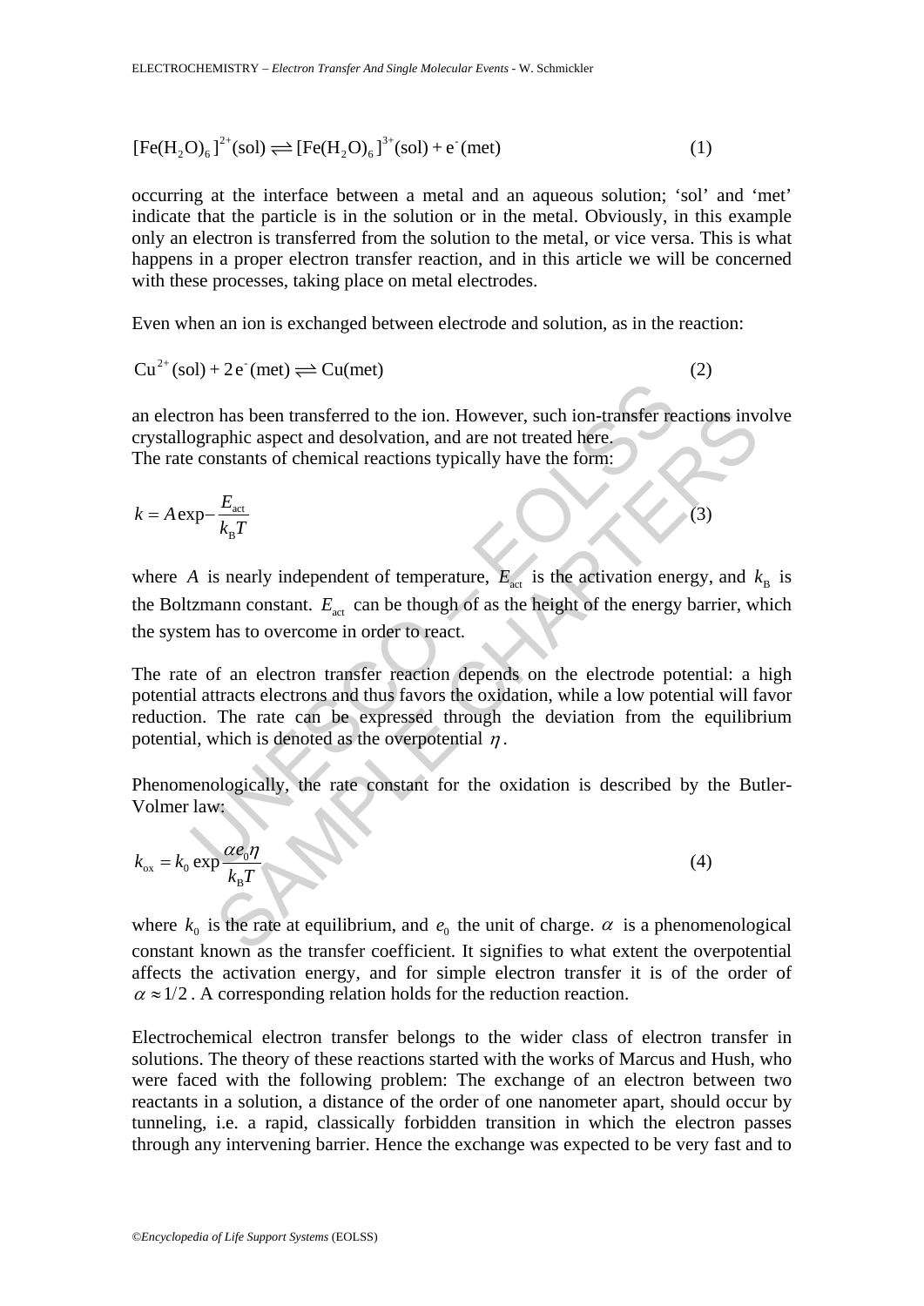$$[\mathrm{Fe(H_2O)_6}]^{2+}(\mathrm{sol}) \rightleftharpoons [\mathrm{Fe(H_2O)_6}]^{3+}(\mathrm{sol}) + \mathrm{e}^-(\mathrm{met}) \tag{1}$$

occurring at the interface between a metal and an aqueous solution; 'sol' and 'met' indicate that the particle is in the solution or in the metal. Obviously, in this example only an electron is transferred from the solution to the metal, or vice versa. This is what happens in a proper electron transfer reaction, and in this article we will be concerned with these processes, taking place on metal electrodes.

Even when an ion is exchanged between electrode and solution, as in the reaction:

$$\mathrm{Cu}^{2+}(\mathrm{sol}) + 2\,\mathrm{e}^-(\mathrm{met}) \rightleftharpoons \mathrm{Cu}(\mathrm{met}) \tag{2}$$

an electron has been transferred to the ion. However, such ion-transfer reactions involve crystallographic aspect and desolvation, and are not treated here.
The rate constants of chemical reactions typically have the form:

$$k = A \exp -\frac{E_{\mathrm{act}}}{k_{\mathrm{B}} T} \tag{3}$$

where $A$ is nearly independent of temperature, $E_{\mathrm{act}}$ is the activation energy, and $k_{\mathrm{B}}$ is the Boltzmann constant. $E_{\mathrm{act}}$ can be though of as the height of the energy barrier, which the system has to overcome in order to react.

The rate of an electron transfer reaction depends on the electrode potential: a high potential attracts electrons and thus favors the oxidation, while a low potential will favor reduction. The rate can be expressed through the deviation from the equilibrium potential, which is denoted as the overpotential $\eta$.

Phenomenologically, the rate constant for the oxidation is described by the Butler-Volmer law:

$$k_{\mathrm{ox}} = k_0 \exp \frac{\alpha e_0 \eta}{k_{\mathrm{B}} T} \tag{4}$$

where $k_0$ is the rate at equilibrium, and $e_0$ the unit of charge. $\alpha$ is a phenomenological constant known as the transfer coefficient. It signifies to what extent the overpotential affects the activation energy, and for simple electron transfer it is of the order of $\alpha \approx 1/2$. A corresponding relation holds for the reduction reaction.

Electrochemical electron transfer belongs to the wider class of electron transfer in solutions. The theory of these reactions started with the works of Marcus and Hush, who were faced with the following problem: The exchange of an electron between two reactants in a solution, a distance of the order of one nanometer apart, should occur by tunneling, i.e. a rapid, classically forbidden transition in which the electron passes through any intervening barrier. Hence the exchange was expected to be very fast and to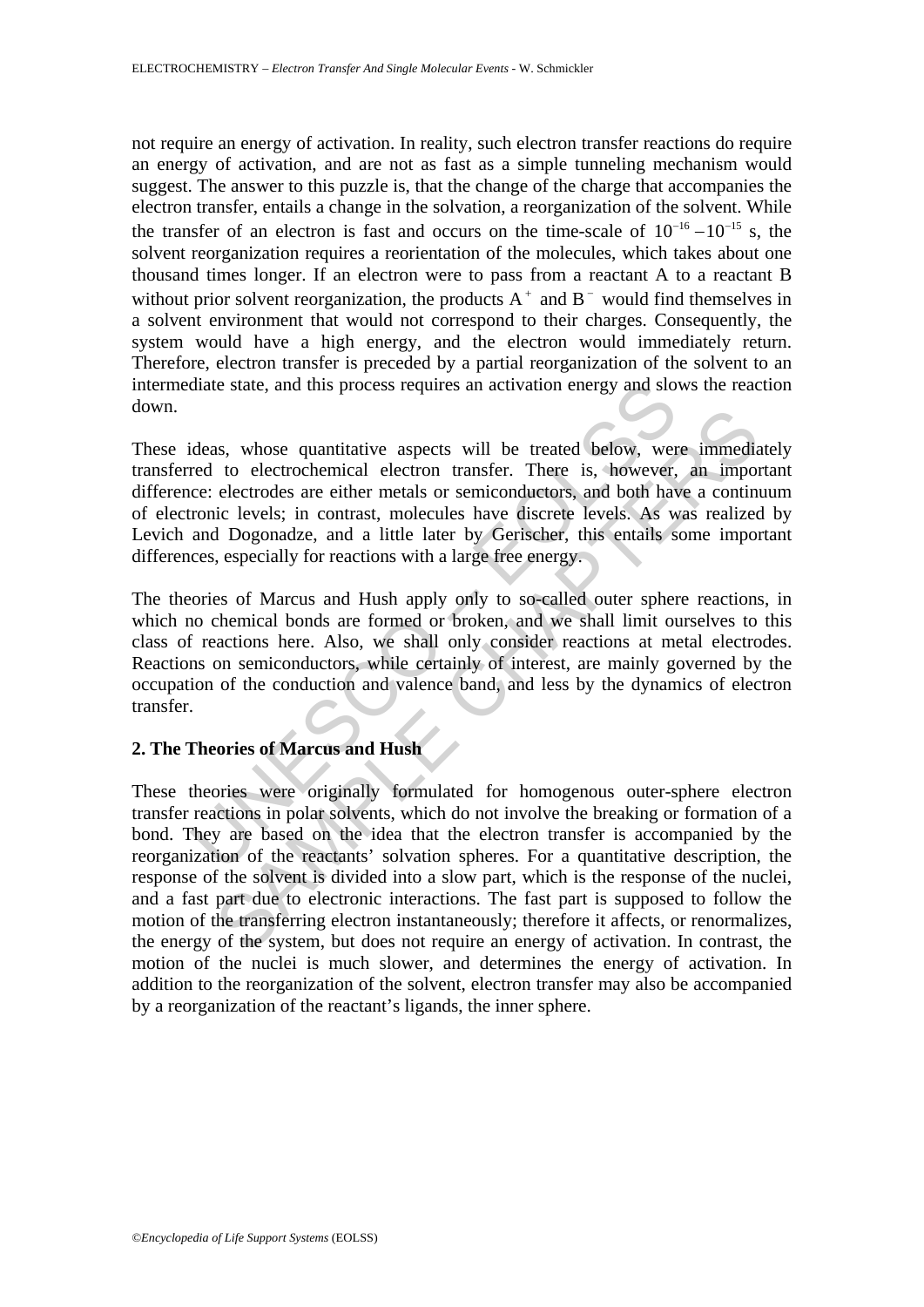not require an energy of activation. In reality, such electron transfer reactions do require an energy of activation, and are not as fast as a simple tunneling mechanism would suggest. The answer to this puzzle is, that the change of the charge that accompanies the electron transfer, entails a change in the solvation, a reorganization of the solvent. While the transfer of an electron is fast and occurs on the time-scale of $10^{-16} - 10^{-15}$ s, the solvent reorganization requires a reorientation of the molecules, which takes about one thousand times longer. If an electron were to pass from a reactant A to a reactant B without prior solvent reorganization, the products $A^+$ and $B^-$ would find themselves in a solvent environment that would not correspond to their charges. Consequently, the system would have a high energy, and the electron would immediately return. Therefore, electron transfer is preceded by a partial reorganization of the solvent to an intermediate state, and this process requires an activation energy and slows the reaction down.

These ideas, whose quantitative aspects will be treated below, were immediately transferred to electrochemical electron transfer. There is, however, an important difference: electrodes are either metals or semiconductors, and both have a continuum of electronic levels; in contrast, molecules have discrete levels. As was realized by Levich and Dogonadze, and a little later by Gerischer, this entails some important differences, especially for reactions with a large free energy.

The theories of Marcus and Hush apply only to so-called outer sphere reactions, in which no chemical bonds are formed or broken, and we shall limit ourselves to this class of reactions here. Also, we shall only consider reactions at metal electrodes. Reactions on semiconductors, while certainly of interest, are mainly governed by the occupation of the conduction and valence band, and less by the dynamics of electron transfer.

## 2. The Theories of Marcus and Hush

These theories were originally formulated for homogenous outer-sphere electron transfer reactions in polar solvents, which do not involve the breaking or formation of a bond. They are based on the idea that the electron transfer is accompanied by the reorganization of the reactants' solvation spheres. For a quantitative description, the response of the solvent is divided into a slow part, which is the response of the nuclei, and a fast part due to electronic interactions. The fast part is supposed to follow the motion of the transferring electron instantaneously; therefore it affects, or renormalizes, the energy of the system, but does not require an energy of activation. In contrast, the motion of the nuclei is much slower, and determines the energy of activation. In addition to the reorganization of the solvent, electron transfer may also be accompanied by a reorganization of the reactant's ligands, the inner sphere.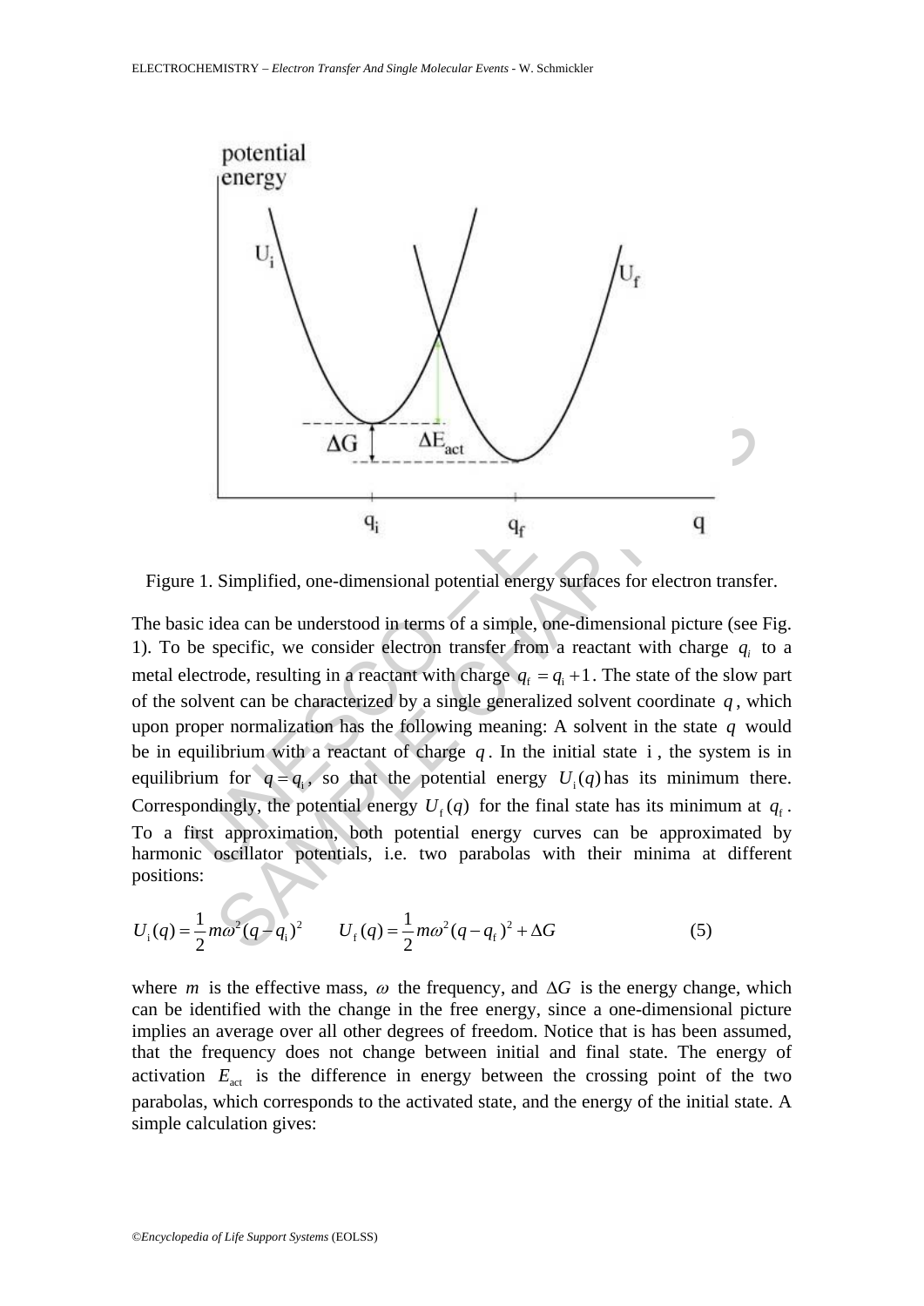Figure 1. Simplified, one-dimensional potential energy surfaces for electron transfer.

The basic idea can be understood in terms of a simple, one-dimensional picture (see Fig. 1). To be specific, we consider electron transfer from a reactant with charge $q_i$ to a metal electrode, resulting in a reactant with charge $q_f = q_i + 1$. The state of the slow part of the solvent can be characterized by a single generalized solvent coordinate $q$, which upon proper normalization has the following meaning: A solvent in the state $q$ would be in equilibrium with a reactant of charge $q$. In the initial state i, the system is in equilibrium for $q = q_i$, so that the potential energy $U_i(q)$ has its minimum there. Correspondingly, the potential energy $U_f(q)$ for the final state has its minimum at $q_f$. To a first approximation, both potential energy curves can be approximated by harmonic oscillator potentials, i.e. two parabolas with their minima at different positions:

$$U_i(q) = \frac{1}{2} m\omega^2 (q - q_i)^2 \qquad U_f(q) = \frac{1}{2} m\omega^2 (q - q_f)^2 + \Delta G \tag{5}$$

where $m$ is the effective mass, $\omega$ the frequency, and $\Delta G$ is the energy change, which can be identified with the change in the free energy, since a one-dimensional picture implies an average over all other degrees of freedom. Notice that is has been assumed, that the frequency does not change between initial and final state. The energy of activation $E_{act}$ is the difference in energy between the crossing point of the two parabolas, which corresponds to the activated state, and the energy of the initial state. A simple calculation gives: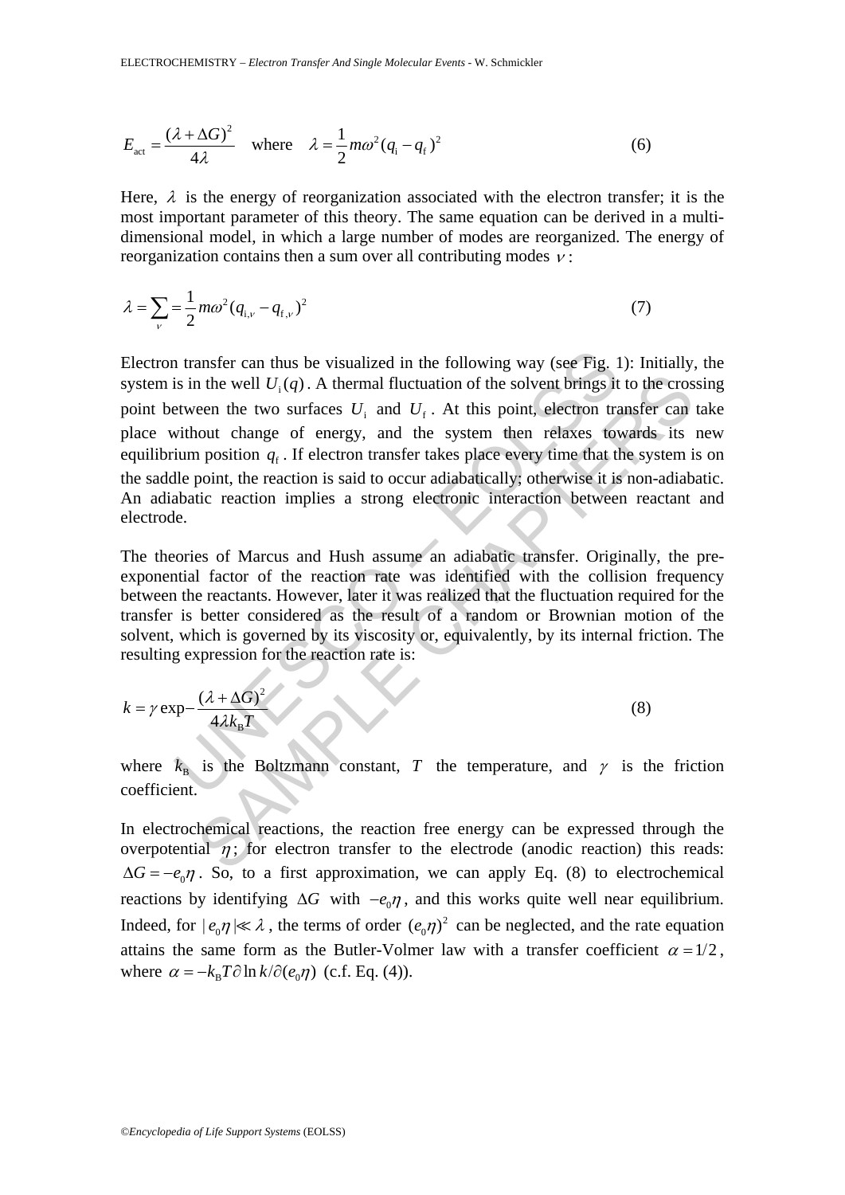$$E_{\mathrm{act}} = \frac{(\lambda + \Delta G)^2}{4\lambda} \quad \text{where} \quad \lambda = \frac{1}{2} m\omega^2 (q_{\mathrm{i}} - q_{\mathrm{f}})^2 \tag{6}$$

Here, $\lambda$ is the energy of reorganization associated with the electron transfer; it is the most important parameter of this theory. The same equation can be derived in a multi-dimensional model, in which a large number of modes are reorganized. The energy of reorganization contains then a sum over all contributing modes $\nu$:

$$\lambda = \sum_{\nu} = \frac{1}{2} m\omega^2 (q_{\mathrm{i},\nu} - q_{\mathrm{f},\nu})^2 \tag{7}$$

Electron transfer can thus be visualized in the following way (see Fig. 1): Initially, the system is in the well $U_{\mathrm{i}}(q)$. A thermal fluctuation of the solvent brings it to the crossing point between the two surfaces $U_{\mathrm{i}}$ and $U_{\mathrm{f}}$. At this point, electron transfer can take place without change of energy, and the system then relaxes towards its new equilibrium position $q_{\mathrm{f}}$. If electron transfer takes place every time that the system is on the saddle point, the reaction is said to occur adiabatically; otherwise it is non-adiabatic. An adiabatic reaction implies a strong electronic interaction between reactant and electrode.

The theories of Marcus and Hush assume an adiabatic transfer. Originally, the pre-exponential factor of the reaction rate was identified with the collision frequency between the reactants. However, later it was realized that the fluctuation required for the transfer is better considered as the result of a random or Brownian motion of the solvent, which is governed by its viscosity or, equivalently, by its internal friction. The resulting expression for the reaction rate is:

$$k = \gamma \exp - \frac{(\lambda + \Delta G)^2}{4\lambda k_{\mathrm{B}} T} \tag{8}$$

where $k_{\mathrm{B}}$ is the Boltzmann constant, $T$ the temperature, and $\gamma$ is the friction coefficient.

In electrochemical reactions, the reaction free energy can be expressed through the overpotential $\eta$; for electron transfer to the electrode (anodic reaction) this reads: $\Delta G = -e_0\eta$. So, to a first approximation, we can apply Eq. (8) to electrochemical reactions by identifying $\Delta G$ with $-e_0\eta$, and this works quite well near equilibrium. Indeed, for $|e_0\eta| \ll \lambda$, the terms of order $(e_0\eta)^2$ can be neglected, and the rate equation attains the same form as the Butler-Volmer law with a transfer coefficient $\alpha = 1/2$, where $\alpha = -k_{\mathrm{B}}T\partial \ln k / \partial(e_0\eta)$ (c.f. Eq. (4)).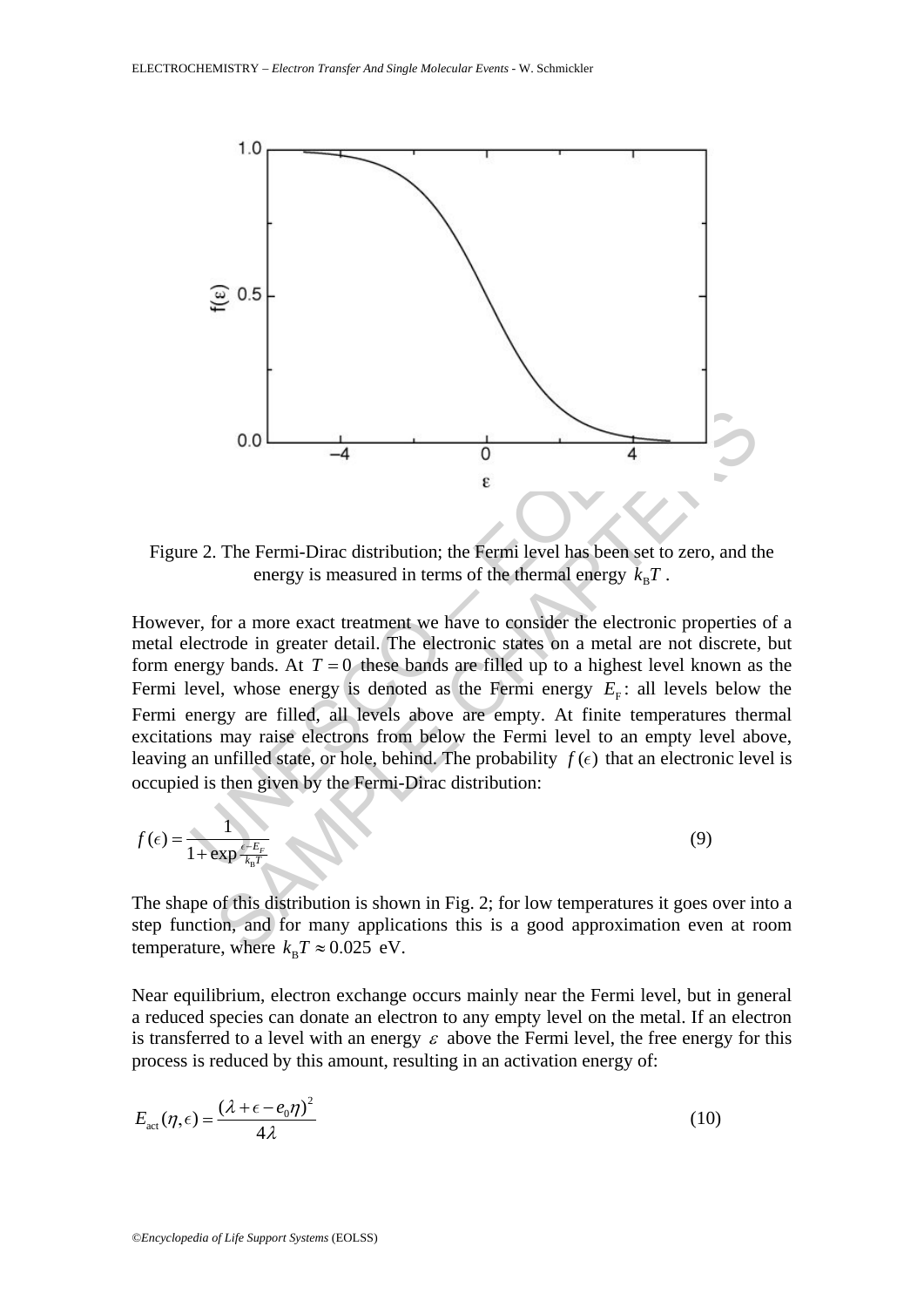Figure 2. The Fermi-Dirac distribution; the Fermi level has been set to zero, and the energy is measured in terms of the thermal energy $k_{\mathrm{B}}T$.

However, for a more exact treatment we have to consider the electronic properties of a metal electrode in greater detail. The electronic states on a metal are not discrete, but form energy bands. At $T = 0$ these bands are filled up to a highest level known as the Fermi level, whose energy is denoted as the Fermi energy $E_{\mathrm{F}}$: all levels below the Fermi energy are filled, all levels above are empty. At finite temperatures thermal excitations may raise electrons from below the Fermi level to an empty level above, leaving an unfilled state, or hole, behind. The probability $f(\epsilon)$ that an electronic level is occupied is then given by the Fermi-Dirac distribution:

$$f(\epsilon) = \frac{1}{1 + \exp\frac{\epsilon - E_F}{k_{\mathrm{B}}T}} \tag{9}$$

The shape of this distribution is shown in Fig. 2; for low temperatures it goes over into a step function, and for many applications this is a good approximation even at room temperature, where $k_{\mathrm{B}}T \approx 0.025$ eV.

Near equilibrium, electron exchange occurs mainly near the Fermi level, but in general a reduced species can donate an electron to any empty level on the metal. If an electron is transferred to a level with an energy $\varepsilon$ above the Fermi level, the free energy for this process is reduced by this amount, resulting in an activation energy of:

$$E_{\mathrm{act}}(\eta, \epsilon) = \frac{(\lambda + \epsilon - e_0\eta)^2}{4\lambda} \tag{10}$$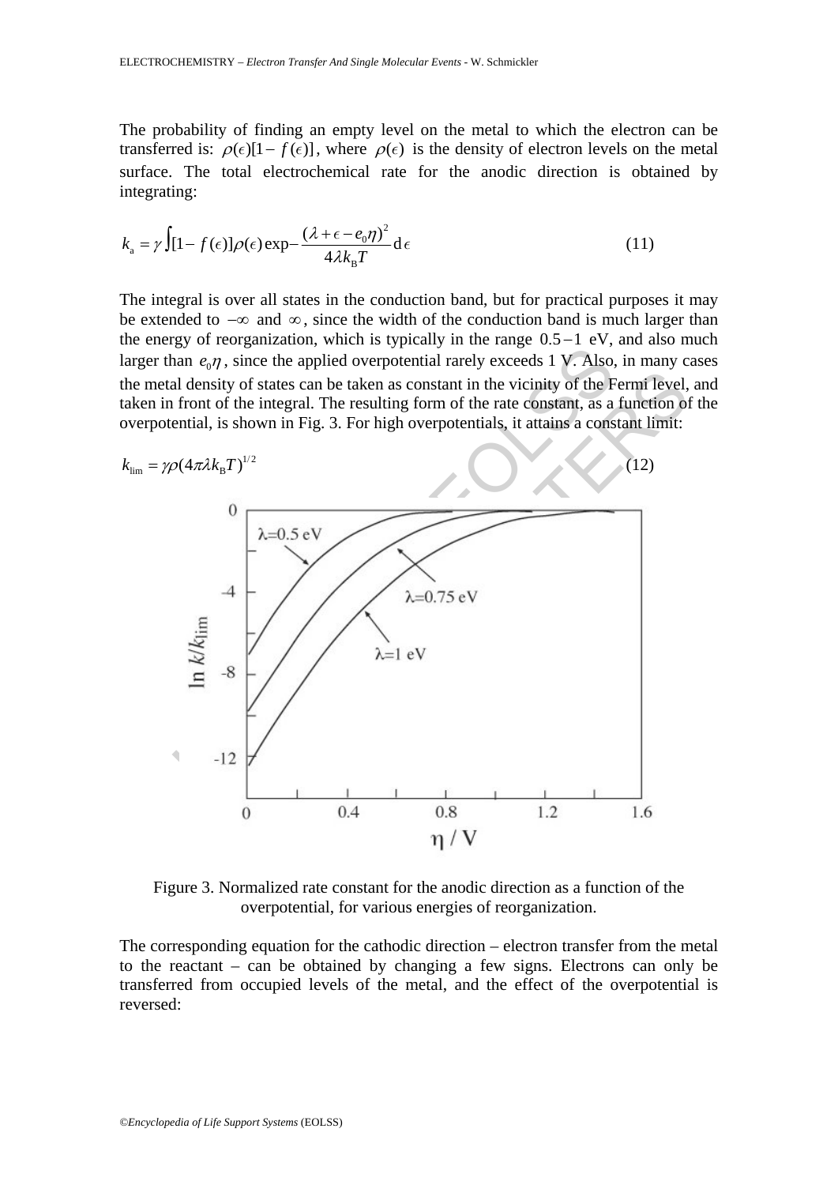The probability of finding an empty level on the metal to which the electron can be transferred is: $\rho(\epsilon)[1-f(\epsilon)]$, where $\rho(\epsilon)$ is the density of electron levels on the metal surface. The total electrochemical rate for the anodic direction is obtained by integrating:

$$k_{\mathrm{a}} = \gamma \int [1-f(\epsilon)]\rho(\epsilon)\exp - \frac{(\lambda+\epsilon-e_0\eta)^2}{4\lambda k_{\mathrm{B}}T}\,\mathrm{d}\epsilon \tag{11}$$

The integral is over all states in the conduction band, but for practical purposes it may be extended to $-\infty$ and $\infty$, since the width of the conduction band is much larger than the energy of reorganization, which is typically in the range $0.5-1$ eV, and also much larger than $e_0\eta$, since the applied overpotential rarely exceeds 1 V. Also, in many cases the metal density of states can be taken as constant in the vicinity of the Fermi level, and taken in front of the integral. The resulting form of the rate constant, as a function of the overpotential, is shown in Fig. 3. For high overpotentials, it attains a constant limit:

$$k_{\mathrm{lim}} = \gamma\rho(4\pi\lambda k_{\mathrm{B}}T)^{1/2} \tag{12}$$

Figure 3. Normalized rate constant for the anodic direction as a function of the overpotential, for various energies of reorganization.

The corresponding equation for the cathodic direction – electron transfer from the metal to the reactant – can be obtained by changing a few signs. Electrons can only be transferred from occupied levels of the metal, and the effect of the overpotential is reversed: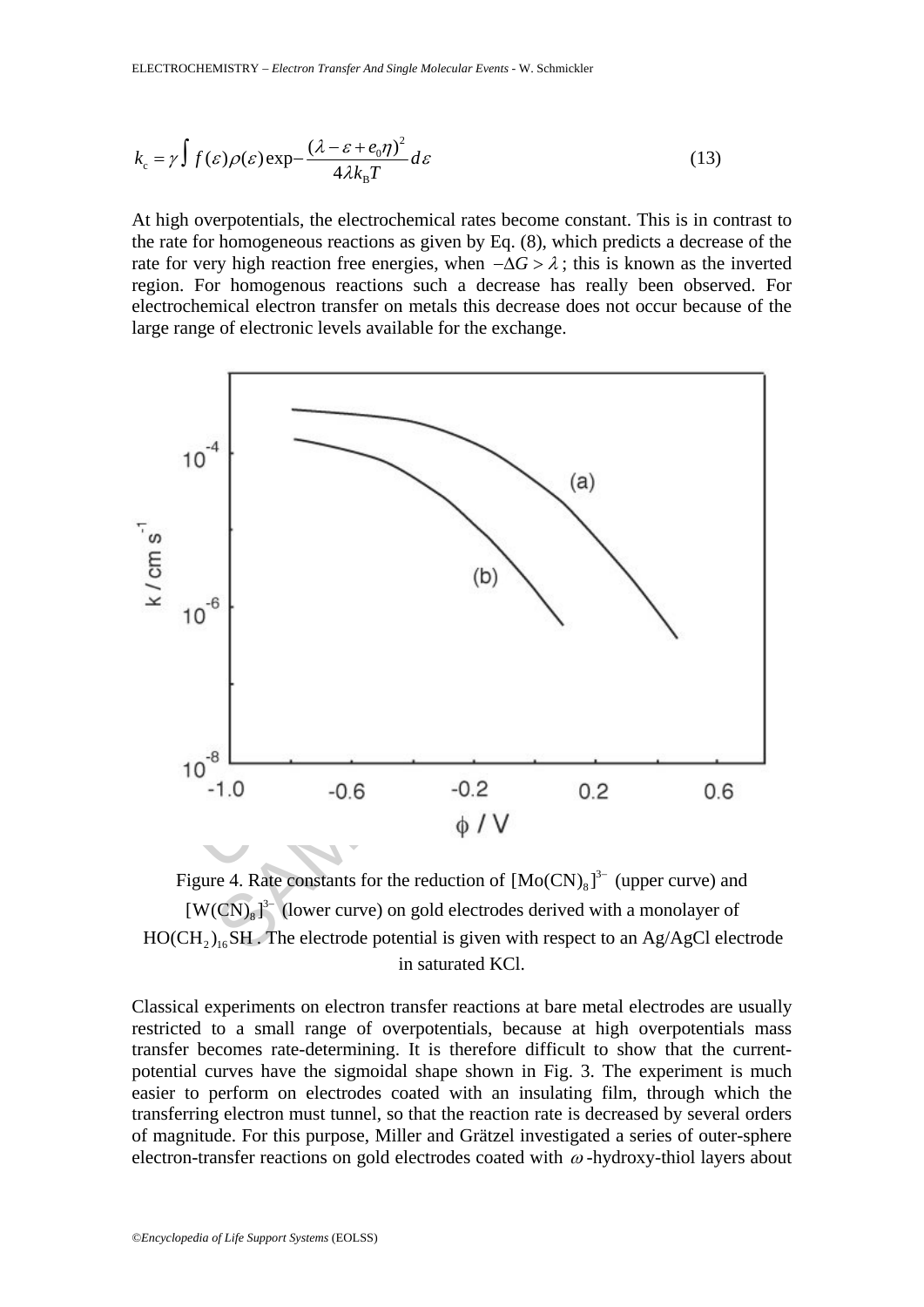$$k_c = \gamma \int f(\varepsilon)\rho(\varepsilon)\exp - \frac{(\lambda - \varepsilon + e_0\eta)^2}{4\lambda k_B T} d\varepsilon \tag{13}$$

At high overpotentials, the electrochemical rates become constant. This is in contrast to the rate for homogeneous reactions as given by Eq. (8), which predicts a decrease of the rate for very high reaction free energies, when $-\Delta G > \lambda$; this is known as the inverted region. For homogenous reactions such a decrease has really been observed. For electrochemical electron transfer on metals this decrease does not occur because of the large range of electronic levels available for the exchange.

Figure 4. Rate constants for the reduction of $[Mo(CN)_8]^{3-}$ (upper curve) and $[W(CN)_8]^{3-}$ (lower curve) on gold electrodes derived with a monolayer of $HO(CH_2)_{16}SH$. The electrode potential is given with respect to an Ag/AgCl electrode in saturated KCl.

Classical experiments on electron transfer reactions at bare metal electrodes are usually restricted to a small range of overpotentials, because at high overpotentials mass transfer becomes rate-determining. It is therefore difficult to show that the current-potential curves have the sigmoidal shape shown in Fig. 3. The experiment is much easier to perform on electrodes coated with an insulating film, through which the transferring electron must tunnel, so that the reaction rate is decreased by several orders of magnitude. For this purpose, Miller and Grätzel investigated a series of outer-sphere electron-transfer reactions on gold electrodes coated with $\omega$-hydroxy-thiol layers about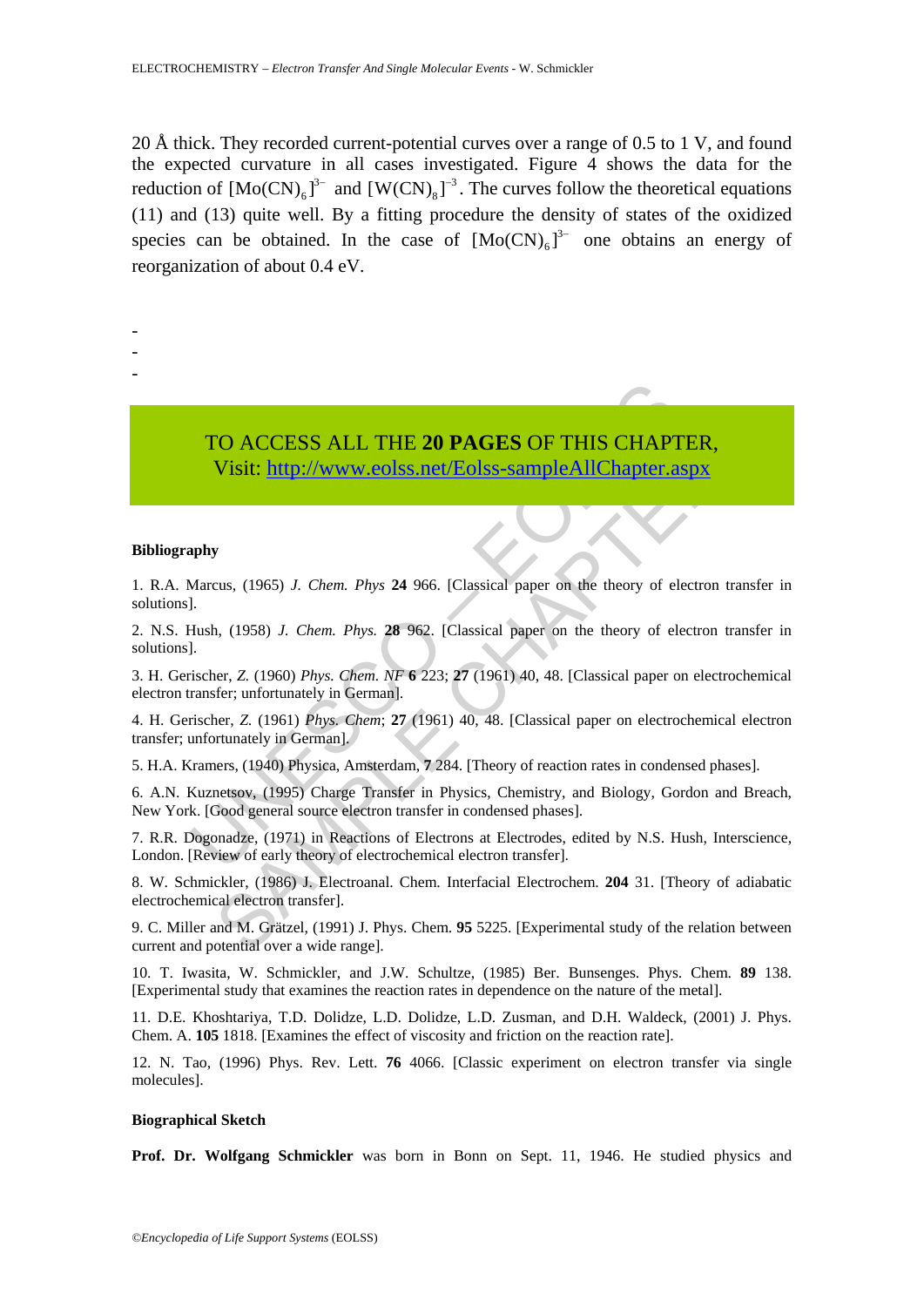20 Å thick. They recorded current-potential curves over a range of 0.5 to 1 V, and found the expected curvature in all cases investigated. Figure 4 shows the data for the reduction of $[Mo(CN)_6]^{3-}$ and $[W(CN)_8]^{-3}$. The curves follow the theoretical equations (11) and (13) quite well. By a fitting procedure the density of states of the oxidized species can be obtained. In the case of $[Mo(CN)_6]^{3-}$ one obtains an energy of reorganization of about 0.4 eV.

-
-
-

TO ACCESS ALL THE **20 PAGES** OF THIS CHAPTER,
Visit: http://www.eolss.net/Eolss-sampleAllChapter.aspx

**Bibliography**

1. R.A. Marcus, (1965) *J. Chem. Phys* **24** 966. [Classical paper on the theory of electron transfer in solutions].

2. N.S. Hush, (1958) *J. Chem. Phys.* **28** 962. [Classical paper on the theory of electron transfer in solutions].

3. H. Gerischer, *Z.* (1960) *Phys. Chem. NF* **6** 223; **27** (1961) 40, 48. [Classical paper on electrochemical electron transfer; unfortunately in German].

4. H. Gerischer, *Z.* (1961) *Phys. Chem*; **27** (1961) 40, 48. [Classical paper on electrochemical electron transfer; unfortunately in German].

5. H.A. Kramers, (1940) Physica, Amsterdam, **7** 284. [Theory of reaction rates in condensed phases].

6. A.N. Kuznetsov, (1995) Charge Transfer in Physics, Chemistry, and Biology, Gordon and Breach, New York. [Good general source electron transfer in condensed phases].

7. R.R. Dogonadze, (1971) in Reactions of Electrons at Electrodes, edited by N.S. Hush, Interscience, London. [Review of early theory of electrochemical electron transfer].

8. W. Schmickler, (1986) J. Electroanal. Chem. Interfacial Electrochem. **204** 31. [Theory of adiabatic electrochemical electron transfer].

9. C. Miller and M. Grätzel, (1991) J. Phys. Chem. **95** 5225. [Experimental study of the relation between current and potential over a wide range].

10. T. Iwasita, W. Schmickler, and J.W. Schultze, (1985) Ber. Bunsenges. Phys. Chem. **89** 138. [Experimental study that examines the reaction rates in dependence on the nature of the metal].

11. D.E. Khoshtariya, T.D. Dolidze, L.D. Dolidze, L.D. Zusman, and D.H. Waldeck, (2001) J. Phys. Chem. A. **105** 1818. [Examines the effect of viscosity and friction on the reaction rate].

12. N. Tao, (1996) Phys. Rev. Lett. **76** 4066. [Classic experiment on electron transfer via single molecules].

**Biographical Sketch**

**Prof. Dr. Wolfgang Schmickler** was born in Bonn on Sept. 11, 1946. He studied physics and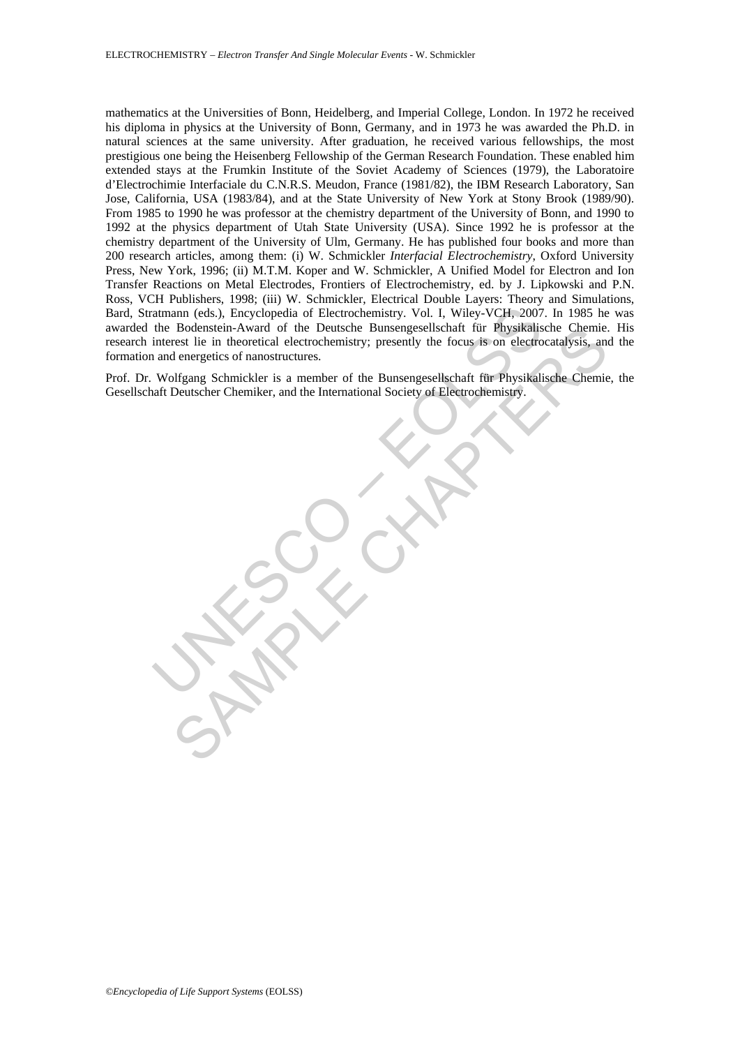mathematics at the Universities of Bonn, Heidelberg, and Imperial College, London. In 1972 he received his diploma in physics at the University of Bonn, Germany, and in 1973 he was awarded the Ph.D. in natural sciences at the same university. After graduation, he received various fellowships, the most prestigious one being the Heisenberg Fellowship of the German Research Foundation. These enabled him extended stays at the Frumkin Institute of the Soviet Academy of Sciences (1979), the Laboratoire d'Electrochimie Interfaciale du C.N.R.S. Meudon, France (1981/82), the IBM Research Laboratory, San Jose, California, USA (1983/84), and at the State University of New York at Stony Brook (1989/90). From 1985 to 1990 he was professor at the chemistry department of the University of Bonn, and 1990 to 1992 at the physics department of Utah State University (USA). Since 1992 he is professor at the chemistry department of the University of Ulm, Germany. He has published four books and more than 200 research articles, among them: (i) W. Schmickler *Interfacial Electrochemistry*, Oxford University Press, New York, 1996; (ii) M.T.M. Koper and W. Schmickler, A Unified Model for Electron and Ion Transfer Reactions on Metal Electrodes, Frontiers of Electrochemistry, ed. by J. Lipkowski and P.N. Ross, VCH Publishers, 1998; (iii) W. Schmickler, Electrical Double Layers: Theory and Simulations, Bard, Stratmann (eds.), Encyclopedia of Electrochemistry. Vol. I, Wiley-VCH, 2007. In 1985 he was awarded the Bodenstein-Award of the Deutsche Bunsengesellschaft für Physikalische Chemie. His research interest lie in theoretical electrochemistry; presently the focus is on electrocatalysis, and the formation and energetics of nanostructures.

Prof. Dr. Wolfgang Schmickler is a member of the Bunsengesellschaft für Physikalische Chemie, the Gesellschaft Deutscher Chemiker, and the International Society of Electrochemistry.